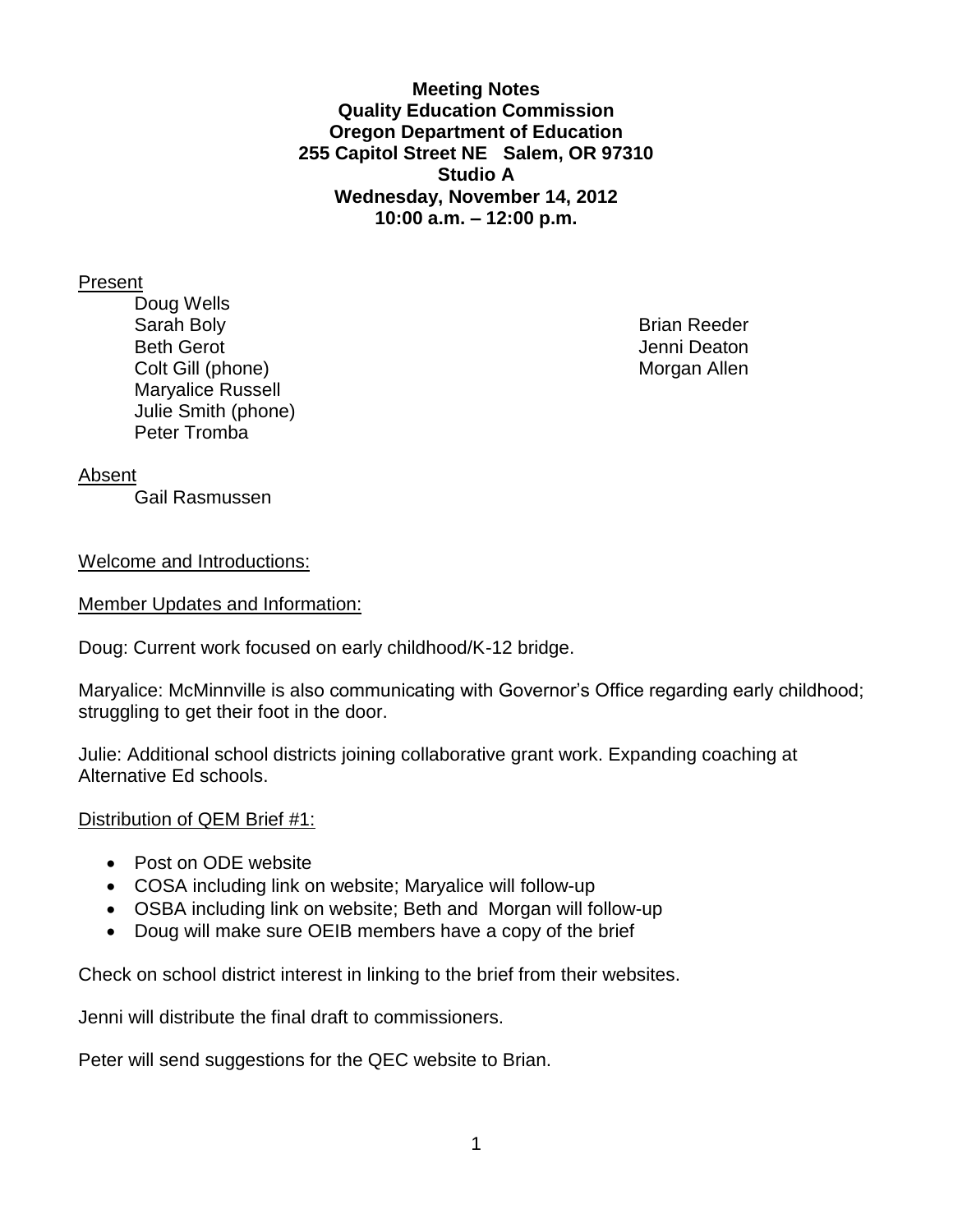**Meeting Notes**
**Quality Education Commission**
**Oregon Department of Education**
**255 Capitol Street NE Salem, OR 97310**
**Studio A**
**Wednesday, November 14, 2012**
**10:00 a.m. – 12:00 p.m.**

Present

Doug Wells
Sarah Boly
Beth Gerot
Colt Gill (phone)
Maryalice Russell
Julie Smith (phone)
Peter Tromba

Brian Reeder
Jenni Deaton
Morgan Allen

Absent

Gail Rasmussen

Welcome and Introductions:

Member Updates and Information:

Doug: Current work focused on early childhood/K-12 bridge.

Maryalice: McMinnville is also communicating with Governor's Office regarding early childhood; struggling to get their foot in the door.

Julie: Additional school districts joining collaborative grant work. Expanding coaching at Alternative Ed schools.

Distribution of QEM Brief #1:

- Post on ODE website
- COSA including link on website; Maryalice will follow-up
- OSBA including link on website; Beth and Morgan will follow-up
- Doug will make sure OEIB members have a copy of the brief

Check on school district interest in linking to the brief from their websites.

Jenni will distribute the final draft to commissioners.

Peter will send suggestions for the QEC website to Brian.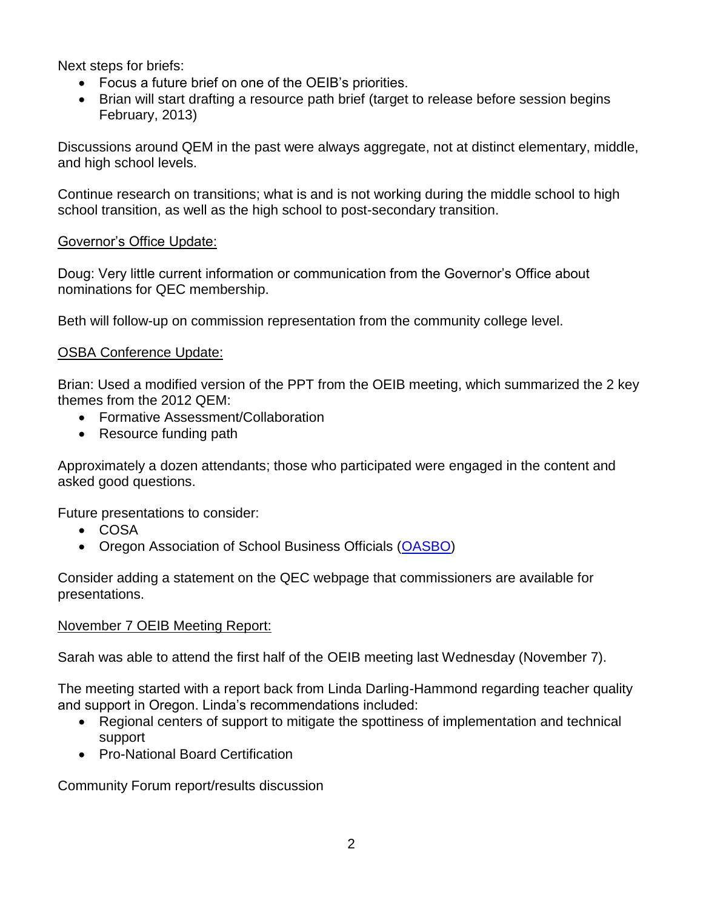Next steps for briefs:

- Focus a future brief on one of the OEIB's priorities.
- Brian will start drafting a resource path brief (target to release before session begins February, 2013)

Discussions around QEM in the past were always aggregate, not at distinct elementary, middle, and high school levels.

Continue research on transitions; what is and is not working during the middle school to high school transition, as well as the high school to post-secondary transition.

Governor's Office Update:

Doug: Very little current information or communication from the Governor's Office about nominations for QEC membership.

Beth will follow-up on commission representation from the community college level.

OSBA Conference Update:

Brian: Used a modified version of the PPT from the OEIB meeting, which summarized the 2 key themes from the 2012 QEM:

- Formative Assessment/Collaboration
- Resource funding path

Approximately a dozen attendants; those who participated were engaged in the content and asked good questions.

Future presentations to consider:

- COSA
- Oregon Association of School Business Officials (OASBO)

Consider adding a statement on the QEC webpage that commissioners are available for presentations.

November 7 OEIB Meeting Report:

Sarah was able to attend the first half of the OEIB meeting last Wednesday (November 7).

The meeting started with a report back from Linda Darling-Hammond regarding teacher quality and support in Oregon. Linda's recommendations included:

- Regional centers of support to mitigate the spottiness of implementation and technical support
- Pro-National Board Certification

Community Forum report/results discussion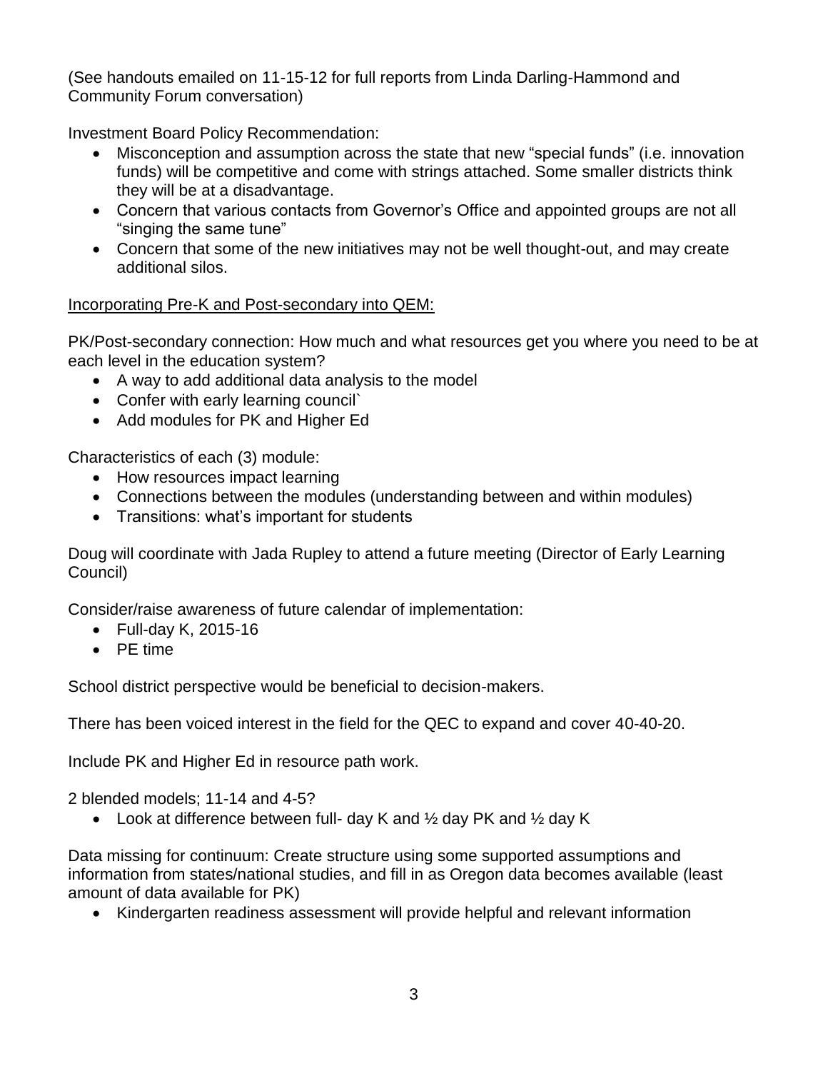(See handouts emailed on 11-15-12 for full reports from Linda Darling-Hammond and Community Forum conversation)

Investment Board Policy Recommendation:

- Misconception and assumption across the state that new "special funds" (i.e. innovation funds) will be competitive and come with strings attached. Some smaller districts think they will be at a disadvantage.
- Concern that various contacts from Governor's Office and appointed groups are not all "singing the same tune"
- Concern that some of the new initiatives may not be well thought-out, and may create additional silos.

<u>Incorporating Pre-K and Post-secondary into QEM:</u>

PK/Post-secondary connection: How much and what resources get you where you need to be at each level in the education system?

- A way to add additional data analysis to the model
- Confer with early learning council`
- Add modules for PK and Higher Ed

Characteristics of each (3) module:

- How resources impact learning
- Connections between the modules (understanding between and within modules)
- Transitions: what's important for students

Doug will coordinate with Jada Rupley to attend a future meeting (Director of Early Learning Council)

Consider/raise awareness of future calendar of implementation:

- Full-day K, 2015-16
- PE time

School district perspective would be beneficial to decision-makers.

There has been voiced interest in the field for the QEC to expand and cover 40-40-20.

Include PK and Higher Ed in resource path work.

2 blended models; 11-14 and 4-5?

- Look at difference between full- day K and ½ day PK and ½ day K

Data missing for continuum: Create structure using some supported assumptions and information from states/national studies, and fill in as Oregon data becomes available (least amount of data available for PK)

- Kindergarten readiness assessment will provide helpful and relevant information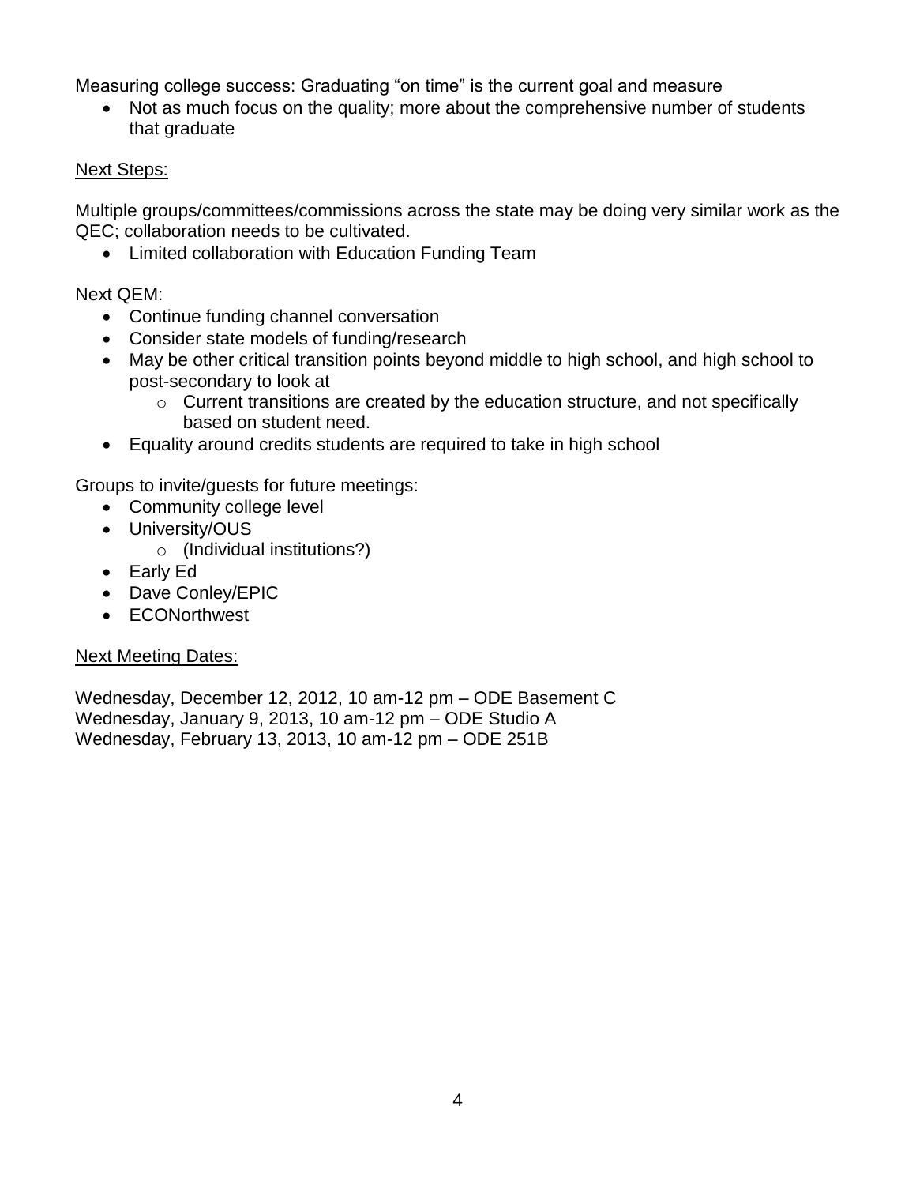Measuring college success: Graduating "on time" is the current goal and measure

- Not as much focus on the quality; more about the comprehensive number of students that graduate

<u>Next Steps:</u>

Multiple groups/committees/commissions across the state may be doing very similar work as the QEC; collaboration needs to be cultivated.

- Limited collaboration with Education Funding Team

Next QEM:

- Continue funding channel conversation
- Consider state models of funding/research
- May be other critical transition points beyond middle to high school, and high school to post-secondary to look at
  - Current transitions are created by the education structure, and not specifically based on student need.
- Equality around credits students are required to take in high school

Groups to invite/guests for future meetings:

- Community college level
- University/OUS
  - (Individual institutions?)
- Early Ed
- Dave Conley/EPIC
- ECONorthwest

<u>Next Meeting Dates:</u>

Wednesday, December 12, 2012, 10 am-12 pm – ODE Basement C
Wednesday, January 9, 2013, 10 am-12 pm – ODE Studio A
Wednesday, February 13, 2013, 10 am-12 pm – ODE 251B